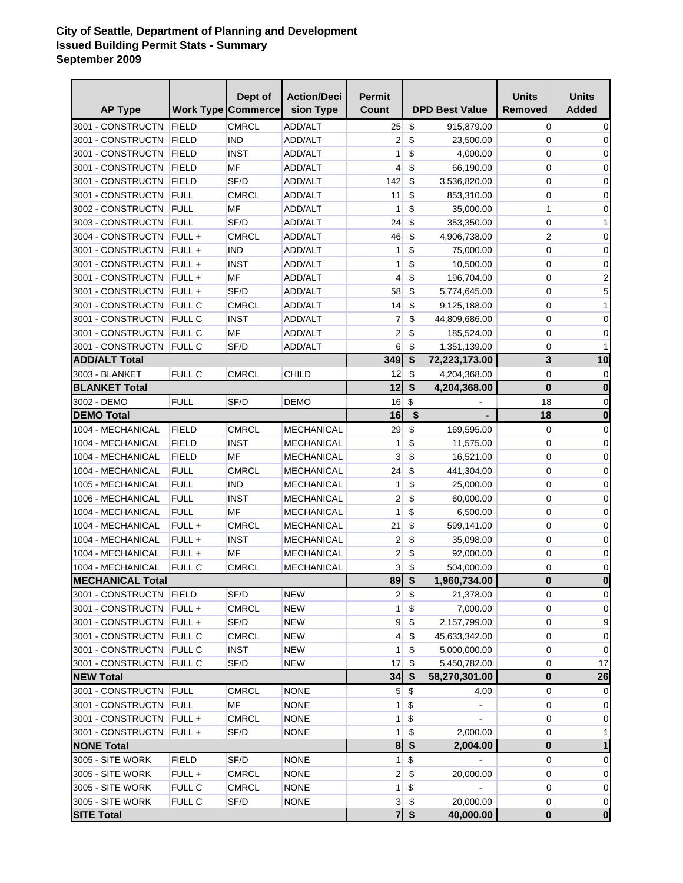**City of Seattle, Department of Planning and Development**
**Issued Building Permit Stats - Summary**
**September 2009**

| AP Type | Work Type | Dept of Commerce | Action/Decision Type | Permit Count | DPD Best Value | Units Removed | Units Added |
|---|---|---|---|---|---|---|---|
| 3001 - CONSTRUCTN | FIELD | CMRCL | ADD/ALT | 25 | $ 915,879.00 | 0 | 0 |
| 3001 - CONSTRUCTN | FIELD | IND | ADD/ALT | 2 | $ 23,500.00 | 0 | 0 |
| 3001 - CONSTRUCTN | FIELD | INST | ADD/ALT | 1 | $ 4,000.00 | 0 | 0 |
| 3001 - CONSTRUCTN | FIELD | MF | ADD/ALT | 4 | $ 66,190.00 | 0 | 0 |
| 3001 - CONSTRUCTN | FIELD | SF/D | ADD/ALT | 142 | $ 3,536,820.00 | 0 | 0 |
| 3001 - CONSTRUCTN | FULL | CMRCL | ADD/ALT | 11 | $ 853,310.00 | 0 | 0 |
| 3002 - CONSTRUCTN | FULL | MF | ADD/ALT | 1 | $ 35,000.00 | 1 | 0 |
| 3003 - CONSTRUCTN | FULL | SF/D | ADD/ALT | 24 | $ 353,350.00 | 0 | 1 |
| 3004 - CONSTRUCTN | FULL + | CMRCL | ADD/ALT | 46 | $ 4,906,738.00 | 2 | 0 |
| 3001 - CONSTRUCTN | FULL + | IND | ADD/ALT | 1 | $ 75,000.00 | 0 | 0 |
| 3001 - CONSTRUCTN | FULL + | INST | ADD/ALT | 1 | $ 10,500.00 | 0 | 0 |
| 3001 - CONSTRUCTN | FULL + | MF | ADD/ALT | 4 | $ 196,704.00 | 0 | 2 |
| 3001 - CONSTRUCTN | FULL + | SF/D | ADD/ALT | 58 | $ 5,774,645.00 | 0 | 5 |
| 3001 - CONSTRUCTN | FULL C | CMRCL | ADD/ALT | 14 | $ 9,125,188.00 | 0 | 1 |
| 3001 - CONSTRUCTN | FULL C | INST | ADD/ALT | 7 | $ 44,809,686.00 | 0 | 0 |
| 3001 - CONSTRUCTN | FULL C | MF | ADD/ALT | 2 | $ 185,524.00 | 0 | 0 |
| 3001 - CONSTRUCTN | FULL C | SF/D | ADD/ALT | 6 | $ 1,351,139.00 | 0 | 1 |
| **ADD/ALT Total** | | | | **349** | **$ 72,223,173.00** | **3** | **10** |
| 3003 - BLANKET | FULL C | CMRCL | CHILD | 12 | $ 4,204,368.00 | 0 | 0 |
| **BLANKET Total** | | | | **12** | **$ 4,204,368.00** | **0** | **0** |
| 3002 - DEMO | FULL | SF/D | DEMO | 16 | $ - | 18 | 0 |
| **DEMO Total** | | | | **16** | **$ -** | **18** | **0** |
| 1004 - MECHANICAL | FIELD | CMRCL | MECHANICAL | 29 | $ 169,595.00 | 0 | 0 |
| 1004 - MECHANICAL | FIELD | INST | MECHANICAL | 1 | $ 11,575.00 | 0 | 0 |
| 1004 - MECHANICAL | FIELD | MF | MECHANICAL | 3 | $ 16,521.00 | 0 | 0 |
| 1004 - MECHANICAL | FULL | CMRCL | MECHANICAL | 24 | $ 441,304.00 | 0 | 0 |
| 1005 - MECHANICAL | FULL | IND | MECHANICAL | 1 | $ 25,000.00 | 0 | 0 |
| 1006 - MECHANICAL | FULL | INST | MECHANICAL | 2 | $ 60,000.00 | 0 | 0 |
| 1004 - MECHANICAL | FULL | MF | MECHANICAL | 1 | $ 6,500.00 | 0 | 0 |
| 1004 - MECHANICAL | FULL + | CMRCL | MECHANICAL | 21 | $ 599,141.00 | 0 | 0 |
| 1004 - MECHANICAL | FULL + | INST | MECHANICAL | 2 | $ 35,098.00 | 0 | 0 |
| 1004 - MECHANICAL | FULL + | MF | MECHANICAL | 2 | $ 92,000.00 | 0 | 0 |
| 1004 - MECHANICAL | FULL C | CMRCL | MECHANICAL | 3 | $ 504,000.00 | 0 | 0 |
| **MECHANICAL Total** | | | | **89** | **$ 1,960,734.00** | **0** | **0** |
| 3001 - CONSTRUCTN | FIELD | SF/D | NEW | 2 | $ 21,378.00 | 0 | 0 |
| 3001 - CONSTRUCTN | FULL + | CMRCL | NEW | 1 | $ 7,000.00 | 0 | 0 |
| 3001 - CONSTRUCTN | FULL + | SF/D | NEW | 9 | $ 2,157,799.00 | 0 | 9 |
| 3001 - CONSTRUCTN | FULL C | CMRCL | NEW | 4 | $ 45,633,342.00 | 0 | 0 |
| 3001 - CONSTRUCTN | FULL C | INST | NEW | 1 | $ 5,000,000.00 | 0 | 0 |
| 3001 - CONSTRUCTN | FULL C | SF/D | NEW | 17 | $ 5,450,782.00 | 0 | 17 |
| **NEW Total** | | | | **34** | **$ 58,270,301.00** | **0** | **26** |
| 3001 - CONSTRUCTN | FULL | CMRCL | NONE | 5 | $ 4.00 | 0 | 0 |
| 3001 - CONSTRUCTN | FULL | MF | NONE | 1 | $ - | 0 | 0 |
| 3001 - CONSTRUCTN | FULL + | CMRCL | NONE | 1 | $ - | 0 | 0 |
| 3001 - CONSTRUCTN | FULL + | SF/D | NONE | 1 | $ 2,000.00 | 0 | 1 |
| **NONE Total** | | | | **8** | **$ 2,004.00** | **0** | **1** |
| 3005 - SITE WORK | FIELD | SF/D | NONE | 1 | $ - | 0 | 0 |
| 3005 - SITE WORK | FULL + | CMRCL | NONE | 2 | $ 20,000.00 | 0 | 0 |
| 3005 - SITE WORK | FULL C | CMRCL | NONE | 1 | $ - | 0 | 0 |
| 3005 - SITE WORK | FULL C | SF/D | NONE | 3 | $ 20,000.00 | 0 | 0 |
| **SITE Total** | | | | **7** | **$ 40,000.00** | **0** | **0** |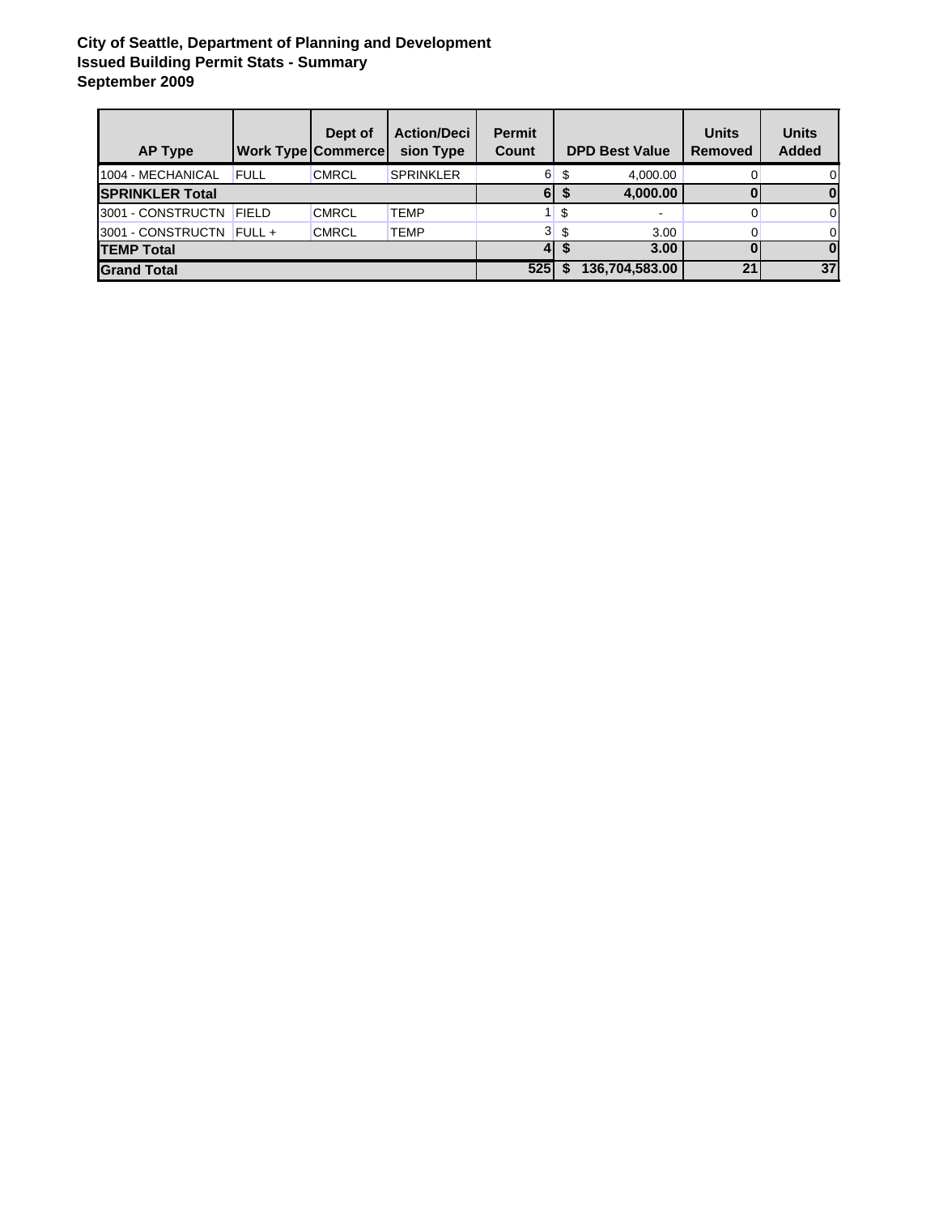**City of Seattle, Department of Planning and Development**
**Issued Building Permit Stats - Summary**
**September 2009**

| AP Type | Work Type | Dept of Commerce | Action/Decision Type | Permit Count | DPD Best Value | Units Removed | Units Added |
|---|---|---|---|---|---|---|---|
| 1004 - MECHANICAL | FULL | CMRCL | SPRINKLER | 6 | $ 4,000.00 | 0 | 0 |
| **SPRINKLER Total** | | | | **6** | **$ 4,000.00** | **0** | **0** |
| 3001 - CONSTRUCTN | FIELD | CMRCL | TEMP | 1 | $ - | 0 | 0 |
| 3001 - CONSTRUCTN | FULL + | CMRCL | TEMP | 3 | $ 3.00 | 0 | 0 |
| **TEMP Total** | | | | **4** | **$ 3.00** | **0** | **0** |
| **Grand Total** | | | | **525** | **$ 136,704,583.00** | **21** | **37** |